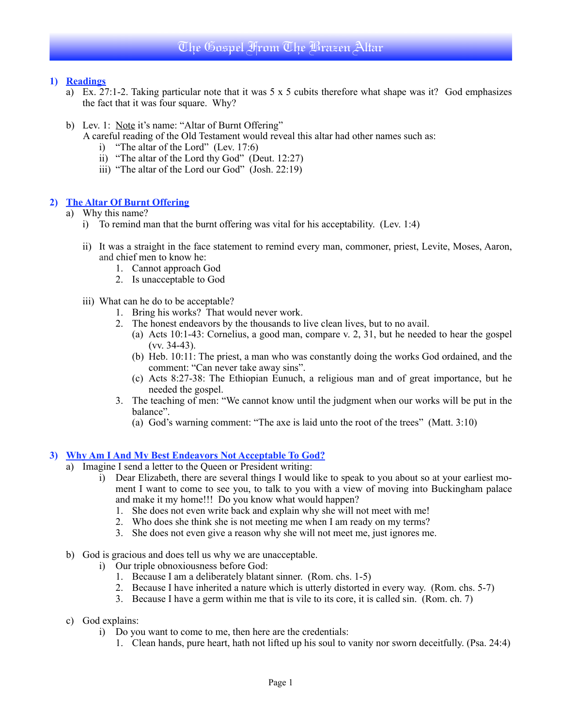# The Gospel From The Brazen Altar

## 1) Readings

a) Ex. 27:1-2. Taking particular note that it was 5 x 5 cubits therefore what shape was it? God emphasizes the fact that it was four square. Why?

b) Lev. 1: Note it's name: "Altar of Burnt Offering"
A careful reading of the Old Testament would reveal this altar had other names such as:
   i) "The altar of the Lord" (Lev. 17:6)
   ii) "The altar of the Lord thy God" (Deut. 12:27)
   iii) "The altar of the Lord our God" (Josh. 22:19)

## 2) The Altar Of Burnt Offering

a) Why this name?
   i) To remind man that the burnt offering was vital for his acceptability. (Lev. 1:4)

   ii) It was a straight in the face statement to remind every man, commoner, priest, Levite, Moses, Aaron, and chief men to know he:
      1. Cannot approach God
      2. Is unacceptable to God

   iii) What can he do to be acceptable?
      1. Bring his works? That would never work.
      2. The honest endeavors by the thousands to live clean lives, but to no avail.
         (a) Acts 10:1-43: Cornelius, a good man, compare v. 2, 31, but he needed to hear the gospel (vv. 34-43).
         (b) Heb. 10:11: The priest, a man who was constantly doing the works God ordained, and the comment: "Can never take away sins".
         (c) Acts 8:27-38: The Ethiopian Eunuch, a religious man and of great importance, but he needed the gospel.
      3. The teaching of men: "We cannot know until the judgment when our works will be put in the balance".
         (a) God's warning comment: "The axe is laid unto the root of the trees" (Matt. 3:10)

## 3) Why Am I And My Best Endeavors Not Acceptable To God?

a) Imagine I send a letter to the Queen or President writing:
   i) Dear Elizabeth, there are several things I would like to speak to you about so at your earliest moment I want to come to see you, to talk to you with a view of moving into Buckingham palace and make it my home!!! Do you know what would happen?
      1. She does not even write back and explain why she will not meet with me!
      2. Who does she think she is not meeting me when I am ready on my terms?
      3. She does not even give a reason why she will not meet me, just ignores me.

b) God is gracious and does tell us why we are unacceptable.
   i) Our triple obnoxiousness before God:
      1. Because I am a deliberately blatant sinner. (Rom. chs. 1-5)
      2. Because I have inherited a nature which is utterly distorted in every way. (Rom. chs. 5-7)
      3. Because I have a germ within me that is vile to its core, it is called sin. (Rom. ch. 7)

c) God explains:
   i) Do you want to come to me, then here are the credentials:
      1. Clean hands, pure heart, hath not lifted up his soul to vanity nor sworn deceitfully. (Psa. 24:4)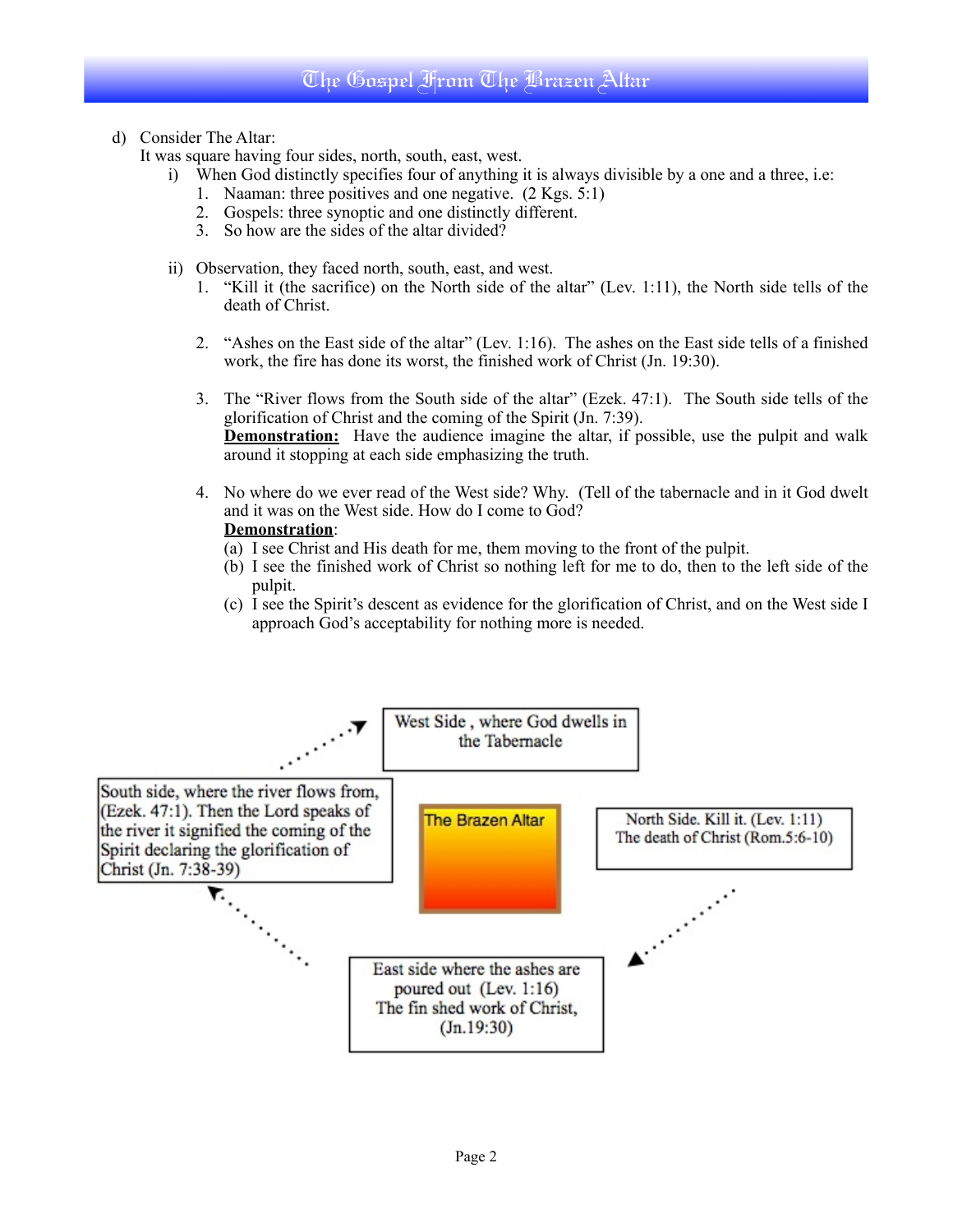d) Consider The Altar:
   It was square having four sides, north, south, east, west.
   i) When God distinctly specifies four of anything it is always divisible by a one and a three, i.e:
      1. Naaman: three positives and one negative. (2 Kgs. 5:1)
      2. Gospels: three synoptic and one distinctly different.
      3. So how are the sides of the altar divided?

   ii) Observation, they faced north, south, east, and west.
      1. "Kill it (the sacrifice) on the North side of the altar" (Lev. 1:11), the North side tells of the death of Christ.

      2. "Ashes on the East side of the altar" (Lev. 1:16). The ashes on the East side tells of a finished work, the fire has done its worst, the finished work of Christ (Jn. 19:30).

      3. The "River flows from the South side of the altar" (Ezek. 47:1). The South side tells of the glorification of Christ and the coming of the Spirit (Jn. 7:39).
         **<u>Demonstration:</u>** Have the audience imagine the altar, if possible, use the pulpit and walk around it stopping at each side emphasizing the truth.

      4. No where do we ever read of the West side? Why. (Tell of the tabernacle and in it God dwelt and it was on the West side. How do I come to God?
         **<u>Demonstration</u>**:
         (a) I see Christ and His death for me, them moving to the front of the pulpit.
         (b) I see the finished work of Christ so nothing left for me to do, then to the left side of the pulpit.
         (c) I see the Spirit's descent as evidence for the glorification of Christ, and on the West side I approach God's acceptability for nothing more is needed.

West Side , where God dwells in the Tabernacle

South side, where the river flows from, (Ezek. 47:1). Then the Lord speaks of the river it signified the coming of the Spirit declaring the glorification of Christ (Jn. 7:38-39)

The Brazen Altar

North Side. Kill it. (Lev. 1:11) The death of Christ (Rom.5:6-10)

East side where the ashes are poured out (Lev. 1:16) The fin shed work of Christ, (Jn.19:30)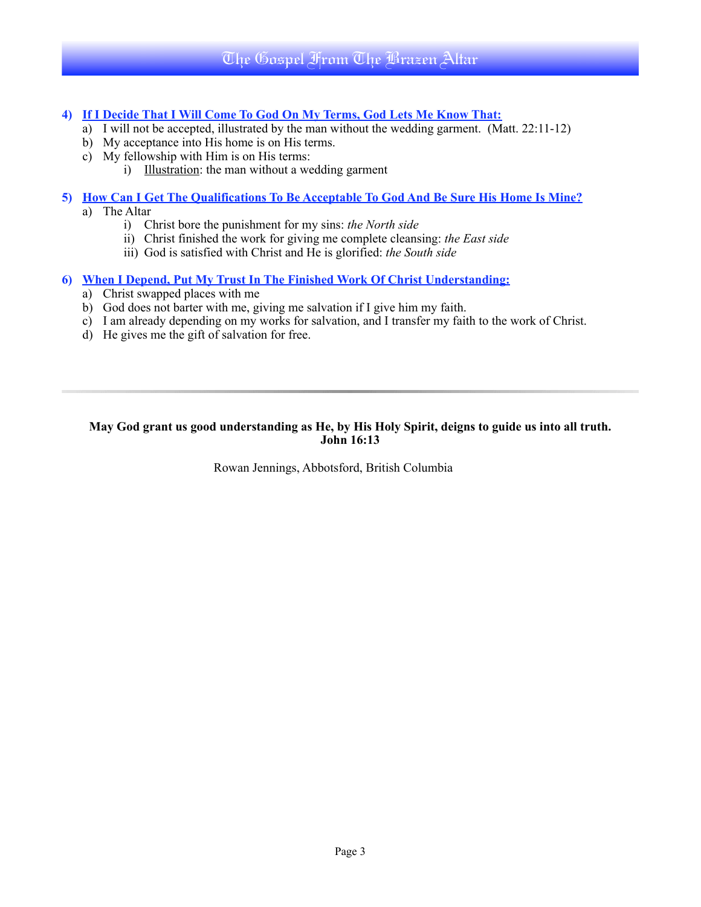**4) If I Decide That I Will Come To God On My Terms, God Lets Me Know That:**

a) I will not be accepted, illustrated by the man without the wedding garment. (Matt. 22:11-12)
b) My acceptance into His home is on His terms.
c) My fellowship with Him is on His terms:
    i) Illustration: the man without a wedding garment

**5) How Can I Get The Qualifications To Be Acceptable To God And Be Sure His Home Is Mine?**

a) The Altar
    i) Christ bore the punishment for my sins: *the North side*
    ii) Christ finished the work for giving me complete cleansing: *the East side*
    iii) God is satisfied with Christ and He is glorified: *the South side*

**6) When I Depend, Put My Trust In The Finished Work Of Christ Understanding:**

a) Christ swapped places with me
b) God does not barter with me, giving me salvation if I give him my faith.
c) I am already depending on my works for salvation, and I transfer my faith to the work of Christ.
d) He gives me the gift of salvation for free.

---

**May God grant us good understanding as He, by His Holy Spirit, deigns to guide us into all truth. John 16:13**

Rowan Jennings, Abbotsford, British Columbia